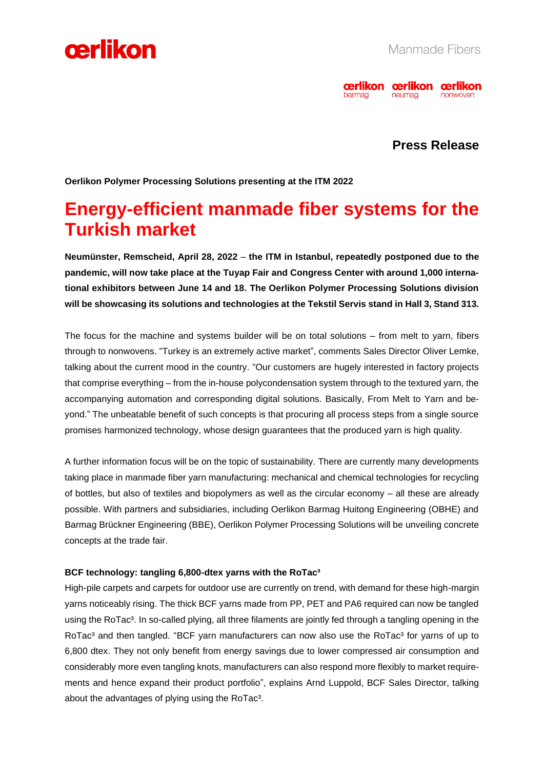**Press Release**

**Oerlikon Polymer Processing Solutions presenting at the ITM 2022**

# Energy-efficient manmade fiber systems for the Turkish market

**Neumünster, Remscheid, April 28, 2022 – the ITM in Istanbul, repeatedly postponed due to the pandemic, will now take place at the Tuyap Fair and Congress Center with around 1,000 international exhibitors between June 14 and 18. The Oerlikon Polymer Processing Solutions division will be showcasing its solutions and technologies at the Tekstil Servis stand in Hall 3, Stand 313.**

The focus for the machine and systems builder will be on total solutions – from melt to yarn, fibers through to nonwovens. "Turkey is an extremely active market", comments Sales Director Oliver Lemke, talking about the current mood in the country. "Our customers are hugely interested in factory projects that comprise everything – from the in-house polycondensation system through to the textured yarn, the accompanying automation and corresponding digital solutions. Basically, From Melt to Yarn and beyond." The unbeatable benefit of such concepts is that procuring all process steps from a single source promises harmonized technology, whose design guarantees that the produced yarn is high quality.

A further information focus will be on the topic of sustainability. There are currently many developments taking place in manmade fiber yarn manufacturing: mechanical and chemical technologies for recycling of bottles, but also of textiles and biopolymers as well as the circular economy – all these are already possible. With partners and subsidiaries, including Oerlikon Barmag Huitong Engineering (OBHE) and Barmag Brückner Engineering (BBE), Oerlikon Polymer Processing Solutions will be unveiling concrete concepts at the trade fair.

**BCF technology: tangling 6,800-dtex yarns with the RoTac³**

High-pile carpets and carpets for outdoor use are currently on trend, with demand for these high-margin yarns noticeably rising. The thick BCF yarns made from PP, PET and PA6 required can now be tangled using the RoTac³. In so-called plying, all three filaments are jointly fed through a tangling opening in the RoTac³ and then tangled. "BCF yarn manufacturers can now also use the RoTac³ for yarns of up to 6,800 dtex. They not only benefit from energy savings due to lower compressed air consumption and considerably more even tangling knots, manufacturers can also respond more flexibly to market requirements and hence expand their product portfolio", explains Arnd Luppold, BCF Sales Director, talking about the advantages of plying using the RoTac³.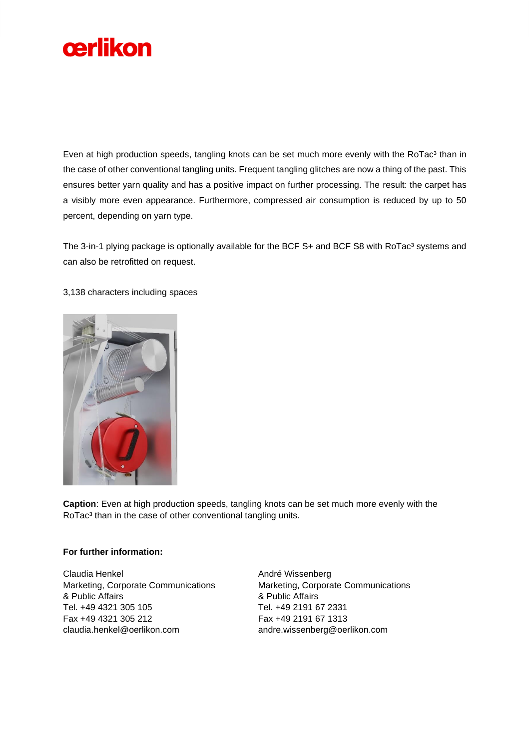Even at high production speeds, tangling knots can be set much more evenly with the RoTac³ than in the case of other conventional tangling units. Frequent tangling glitches are now a thing of the past. This ensures better yarn quality and has a positive impact on further processing. The result: the carpet has a visibly more even appearance. Furthermore, compressed air consumption is reduced by up to 50 percent, depending on yarn type.

The 3-in-1 plying package is optionally available for the BCF S+ and BCF S8 with RoTac³ systems and can also be retrofitted on request.

3,138 characters including spaces

**Caption**: Even at high production speeds, tangling knots can be set much more evenly with the RoTac³ than in the case of other conventional tangling units.

**For further information:**

Claudia Henkel
Marketing, Corporate Communications
& Public Affairs
Tel. +49 4321 305 105
Fax +49 4321 305 212
claudia.henkel@oerlikon.com

André Wissenberg
Marketing, Corporate Communications
& Public Affairs
Tel. +49 2191 67 2331
Fax +49 2191 67 1313
andre.wissenberg@oerlikon.com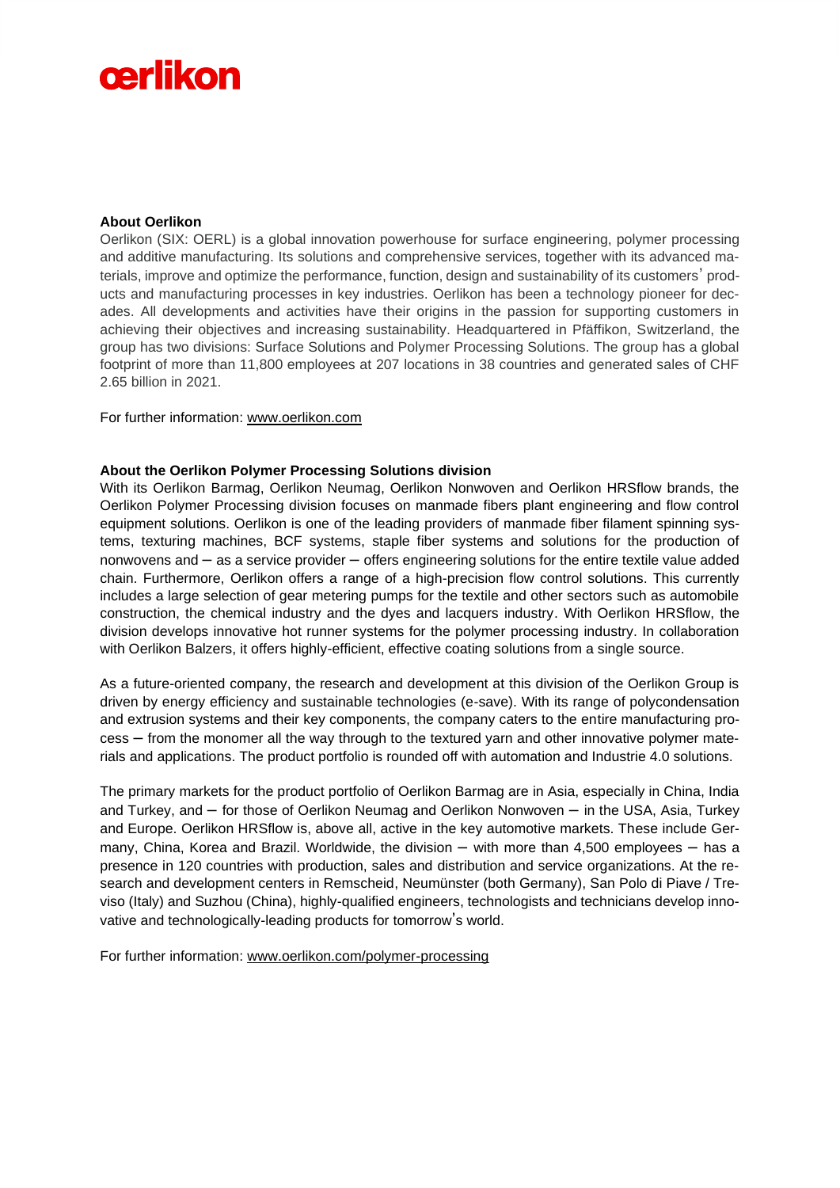## About Oerlikon

Oerlikon (SIX: OERL) is a global innovation powerhouse for surface engineering, polymer processing and additive manufacturing. Its solutions and comprehensive services, together with its advanced materials, improve and optimize the performance, function, design and sustainability of its customers' products and manufacturing processes in key industries. Oerlikon has been a technology pioneer for decades. All developments and activities have their origins in the passion for supporting customers in achieving their objectives and increasing sustainability. Headquartered in Pfäffikon, Switzerland, the group has two divisions: Surface Solutions and Polymer Processing Solutions. The group has a global footprint of more than 11,800 employees at 207 locations in 38 countries and generated sales of CHF 2.65 billion in 2021.

For further information: www.oerlikon.com

## About the Oerlikon Polymer Processing Solutions division

With its Oerlikon Barmag, Oerlikon Neumag, Oerlikon Nonwoven and Oerlikon HRSflow brands, the Oerlikon Polymer Processing division focuses on manmade fibers plant engineering and flow control equipment solutions. Oerlikon is one of the leading providers of manmade fiber filament spinning systems, texturing machines, BCF systems, staple fiber systems and solutions for the production of nonwovens and – as a service provider – offers engineering solutions for the entire textile value added chain. Furthermore, Oerlikon offers a range of a high-precision flow control solutions. This currently includes a large selection of gear metering pumps for the textile and other sectors such as automobile construction, the chemical industry and the dyes and lacquers industry. With Oerlikon HRSflow, the division develops innovative hot runner systems for the polymer processing industry. In collaboration with Oerlikon Balzers, it offers highly-efficient, effective coating solutions from a single source.

As a future-oriented company, the research and development at this division of the Oerlikon Group is driven by energy efficiency and sustainable technologies (e-save). With its range of polycondensation and extrusion systems and their key components, the company caters to the entire manufacturing process – from the monomer all the way through to the textured yarn and other innovative polymer materials and applications. The product portfolio is rounded off with automation and Industrie 4.0 solutions.

The primary markets for the product portfolio of Oerlikon Barmag are in Asia, especially in China, India and Turkey, and – for those of Oerlikon Neumag and Oerlikon Nonwoven – in the USA, Asia, Turkey and Europe. Oerlikon HRSflow is, above all, active in the key automotive markets. These include Germany, China, Korea and Brazil. Worldwide, the division – with more than 4,500 employees – has a presence in 120 countries with production, sales and distribution and service organizations. At the research and development centers in Remscheid, Neumünster (both Germany), San Polo di Piave / Treviso (Italy) and Suzhou (China), highly-qualified engineers, technologists and technicians develop innovative and technologically-leading products for tomorrow's world.

For further information: www.oerlikon.com/polymer-processing